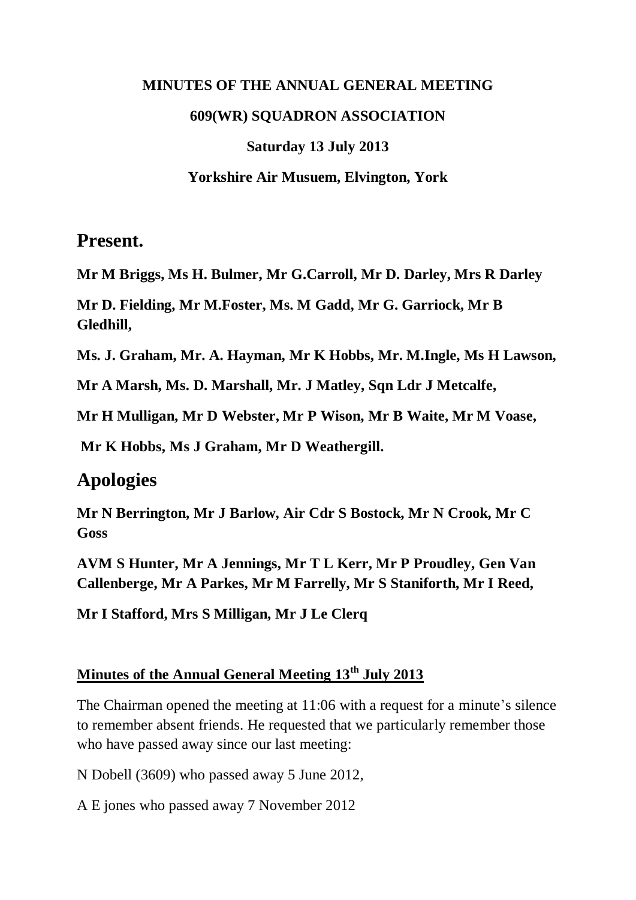**MINUTES OF THE ANNUAL GENERAL MEETING**

**609(WR) SQUADRON ASSOCIATION**

**Saturday 13 July 2013**

**Yorkshire Air Musuem, Elvington, York**

# Present.

**Mr M Briggs, Ms H. Bulmer, Mr G.Carroll, Mr D. Darley, Mrs R Darley**

**Mr D. Fielding, Mr M.Foster, Ms. M Gadd, Mr G. Garriock, Mr B Gledhill,**

**Ms. J. Graham, Mr. A. Hayman, Mr K Hobbs, Mr. M.Ingle, Ms H Lawson,**

**Mr A Marsh, Ms. D. Marshall, Mr. J Matley, Sqn Ldr J Metcalfe,**

**Mr H Mulligan, Mr D Webster, Mr P Wison, Mr B Waite, Mr M Voase,**

**Mr K Hobbs, Ms J Graham, Mr D Weathergill.**

# Apologies

**Mr N Berrington, Mr J Barlow, Air Cdr S Bostock, Mr N Crook, Mr C Goss**

**AVM S Hunter, Mr A Jennings, Mr T L Kerr, Mr P Proudley, Gen Van Callenberge, Mr A Parkes, Mr M Farrelly, Mr S Staniforth, Mr I Reed,**

**Mr I Stafford, Mrs S Milligan, Mr J Le Clerq**

## Minutes of the Annual General Meeting 13th July 2013

The Chairman opened the meeting at 11:06 with a request for a minute's silence to remember absent friends. He requested that we particularly remember those who have passed away since our last meeting:

N Dobell (3609) who passed away 5 June 2012,

A E jones who passed away 7 November 2012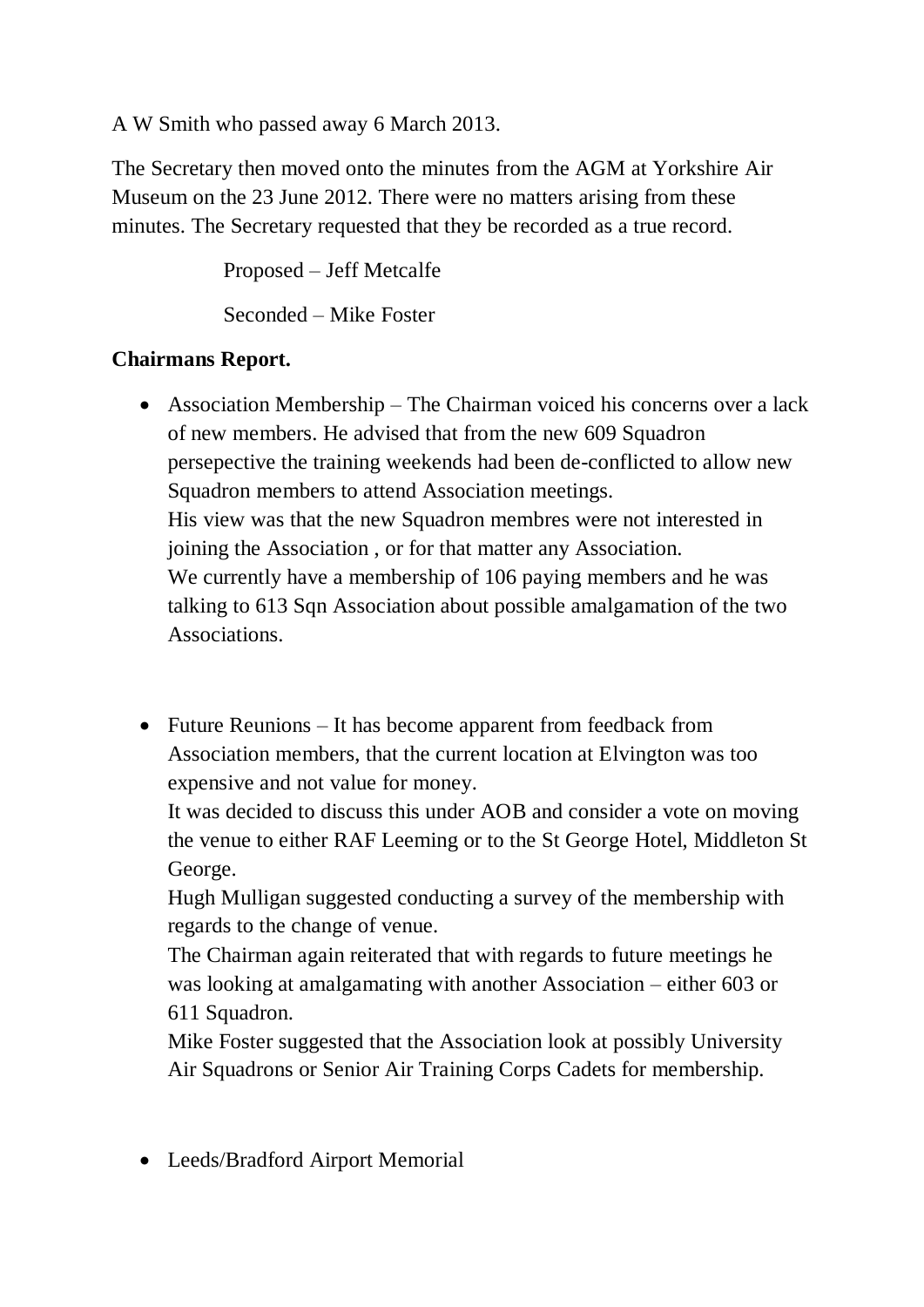A W Smith who passed away 6 March 2013.

The Secretary then moved onto the minutes from the AGM at Yorkshire Air Museum on the 23 June 2012. There were no matters arising from these minutes. The Secretary requested that they be recorded as a true record.

Proposed – Jeff Metcalfe

Seconded – Mike Foster

**Chairmans Report.**

- Association Membership – The Chairman voiced his concerns over a lack of new members. He advised that from the new 609 Squadron persepective the training weekends had been de-conflicted to allow new Squadron members to attend Association meetings.
  His view was that the new Squadron membres were not interested in joining the Association , or for that matter any Association.
  We currently have a membership of 106 paying members and he was talking to 613 Sqn Association about possible amalgamation of the two Associations.

- Future Reunions – It has become apparent from feedback from Association members, that the current location at Elvington was too expensive and not value for money.
  It was decided to discuss this under AOB and consider a vote on moving the venue to either RAF Leeming or to the St George Hotel, Middleton St George.
  Hugh Mulligan suggested conducting a survey of the membership with regards to the change of venue.
  The Chairman again reiterated that with regards to future meetings he was looking at amalgamating with another Association – either 603 or 611 Squadron.
  Mike Foster suggested that the Association look at possibly University Air Squadrons or Senior Air Training Corps Cadets for membership.

- Leeds/Bradford Airport Memorial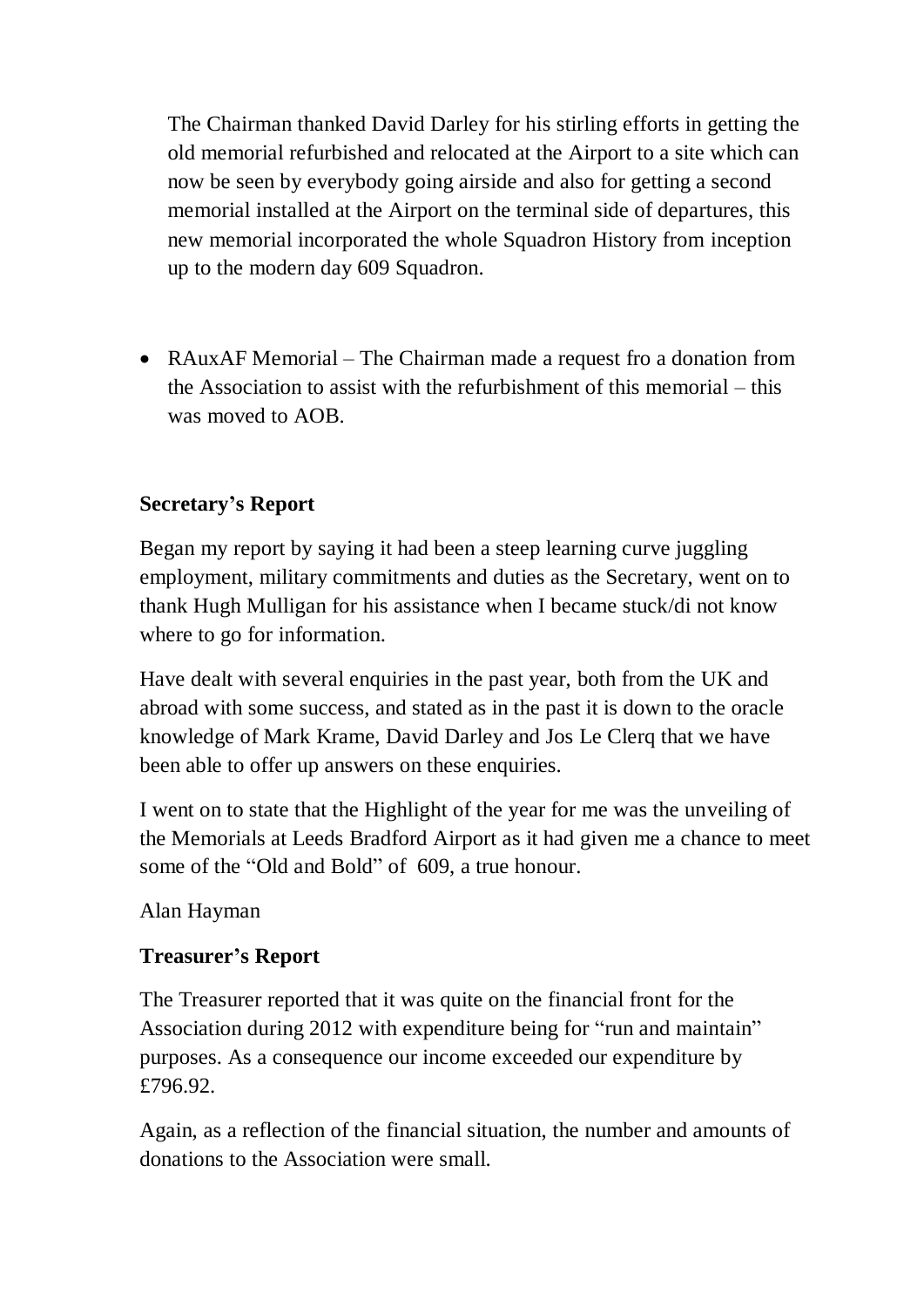The Chairman thanked David Darley for his stirling efforts in getting the old memorial refurbished and relocated at the Airport to a site which can now be seen by everybody going airside and also for getting a second memorial installed at the Airport on the terminal side of departures, this new memorial incorporated the whole Squadron History from inception up to the modern day 609 Squadron.

- RAuxAF Memorial – The Chairman made a request fro a donation from the Association to assist with the refurbishment of this memorial – this was moved to AOB.

**Secretary's Report**

Began my report by saying it had been a steep learning curve juggling employment, military commitments and duties as the Secretary, went on to thank Hugh Mulligan for his assistance when I became stuck/di not know where to go for information.

Have dealt with several enquiries in the past year, both from the UK and abroad with some success, and stated as in the past it is down to the oracle knowledge of Mark Krame, David Darley and Jos Le Clerq that we have been able to offer up answers on these enquiries.

I went on to state that the Highlight of the year for me was the unveiling of the Memorials at Leeds Bradford Airport as it had given me a chance to meet some of the "Old and Bold" of 609, a true honour.

Alan Hayman

**Treasurer's Report**

The Treasurer reported that it was quite on the financial front for the Association during 2012 with expenditure being for "run and maintain" purposes. As a consequence our income exceeded our expenditure by £796.92.

Again, as a reflection of the financial situation, the number and amounts of donations to the Association were small.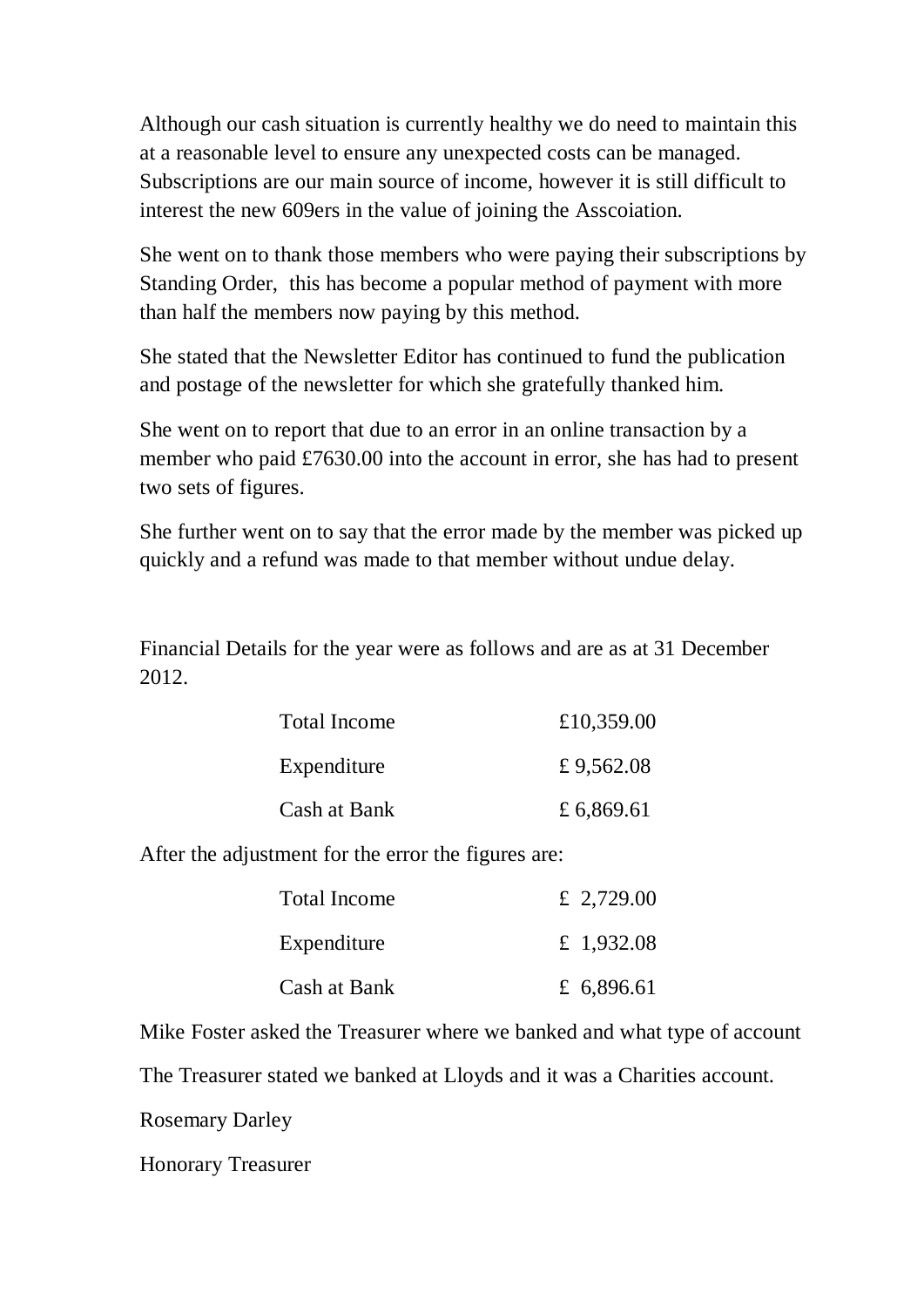Although our cash situation is currently healthy we do need to maintain this at a reasonable level to ensure any unexpected costs can be managed. Subscriptions are our main source of income, however it is still difficult to interest the new 609ers in the value of joining the Asscoiation.

She went on to thank those members who were paying their subscriptions by Standing Order, this has become a popular method of payment with more than half the members now paying by this method.

She stated that the Newsletter Editor has continued to fund the publication and postage of the newsletter for which she gratefully thanked him.

She went on to report that due to an error in an online transaction by a member who paid £7630.00 into the account in error, she has had to present two sets of figures.

She further went on to say that the error made by the member was picked up quickly and a refund was made to that member without undue delay.

Financial Details for the year were as follows and are as at 31 December 2012.

| | |
|---|---|
| Total Income | £10,359.00 |
| Expenditure | £ 9,562.08 |
| Cash at Bank | £ 6,869.61 |

After the adjustment for the error the figures are:

| | |
|---|---|
| Total Income | £ 2,729.00 |
| Expenditure | £ 1,932.08 |
| Cash at Bank | £ 6,896.61 |

Mike Foster asked the Treasurer where we banked and what type of account

The Treasurer stated we banked at Lloyds and it was a Charities account.

Rosemary Darley

Honorary Treasurer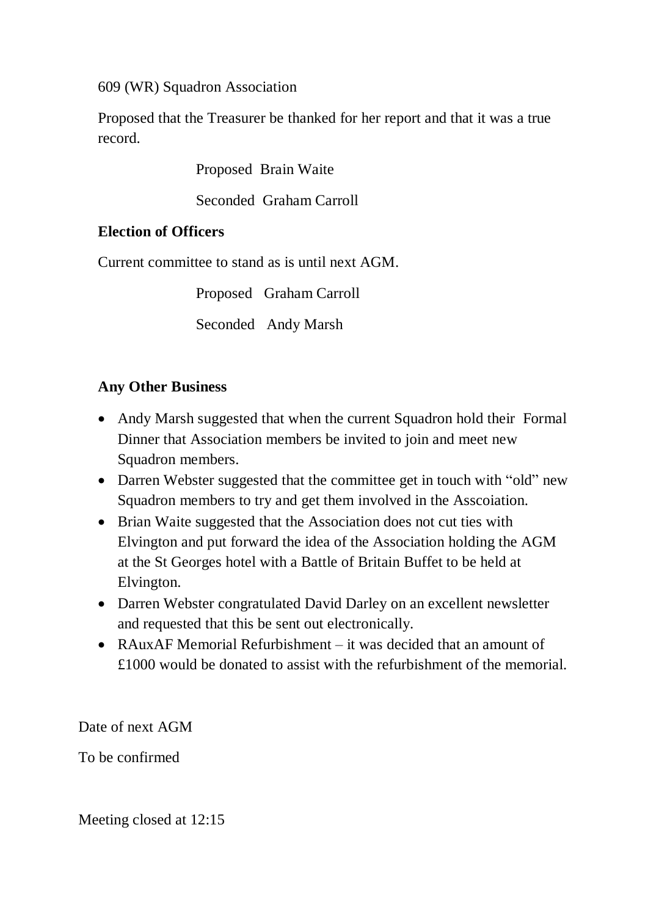609 (WR) Squadron Association

Proposed that the Treasurer be thanked for her report and that it was a true record.

Proposed Brain Waite

Seconded Graham Carroll

**Election of Officers**

Current committee to stand as is until next AGM.

Proposed Graham Carroll

Seconded Andy Marsh

**Any Other Business**

- Andy Marsh suggested that when the current Squadron hold their Formal Dinner that Association members be invited to join and meet new Squadron members.
- Darren Webster suggested that the committee get in touch with "old" new Squadron members to try and get them involved in the Asscoiation.
- Brian Waite suggested that the Association does not cut ties with Elvington and put forward the idea of the Association holding the AGM at the St Georges hotel with a Battle of Britain Buffet to be held at Elvington.
- Darren Webster congratulated David Darley on an excellent newsletter and requested that this be sent out electronically.
- RAuxAF Memorial Refurbishment – it was decided that an amount of £1000 would be donated to assist with the refurbishment of the memorial.

Date of next AGM

To be confirmed

Meeting closed at 12:15